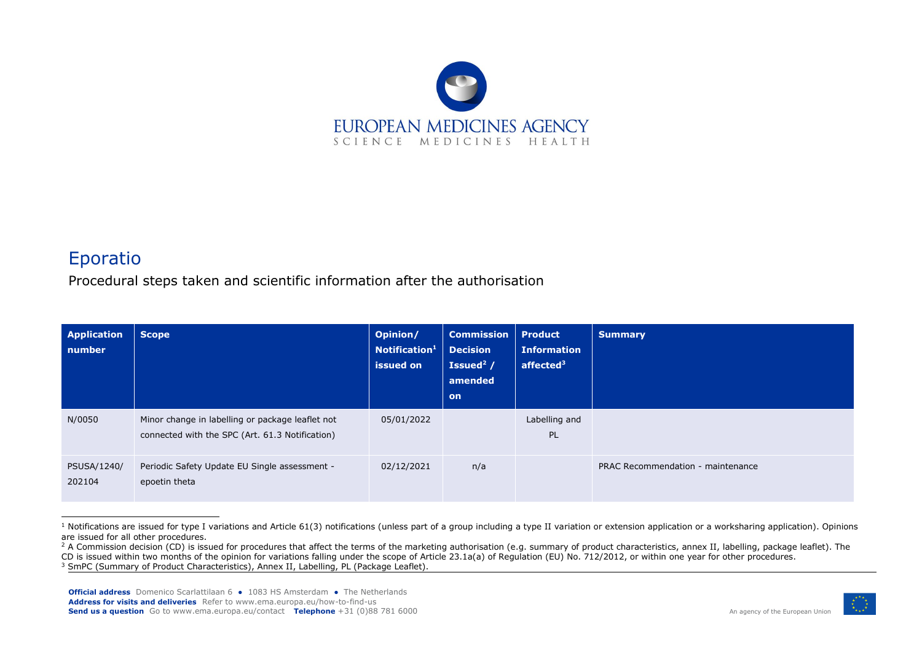# Eporatio

Procedural steps taken and scientific information after the authorisation

| Application number | Scope | Opinion/ Notification[1] issued on | Commission Decision Issued[2] / amended on | Product Information affected[3] | Summary |
|---|---|---|---|---|---|
| N/0050 | Minor change in labelling or package leaflet not connected with the SPC (Art. 61.3 Notification) | 05/01/2022 | | Labelling and PL | |
| PSUSA/1240/ 202104 | Periodic Safety Update EU Single assessment - epoetin theta | 02/12/2021 | n/a | | PRAC Recommendation - maintenance |

[1] Notifications are issued for type I variations and Article 61(3) notifications (unless part of a group including a type II variation or extension application or a worksharing application). Opinions are issued for all other procedures.

[2] A Commission decision (CD) is issued for procedures that affect the terms of the marketing authorisation (e.g. summary of product characteristics, annex II, labelling, package leaflet). The CD is issued within two months of the opinion for variations falling under the scope of Article 23.1a(a) of Regulation (EU) No. 712/2012, or within one year for other procedures.

[3] SmPC (Summary of Product Characteristics), Annex II, Labelling, PL (Package Leaflet).

**Official address** Domenico Scarlattilaan 6 ● 1083 HS Amsterdam ● The Netherlands
**Address for visits and deliveries** Refer to www.ema.europa.eu/how-to-find-us
**Send us a question** Go to www.ema.europa.eu/contact **Telephone** +31 (0)88 781 6000

An agency of the European Union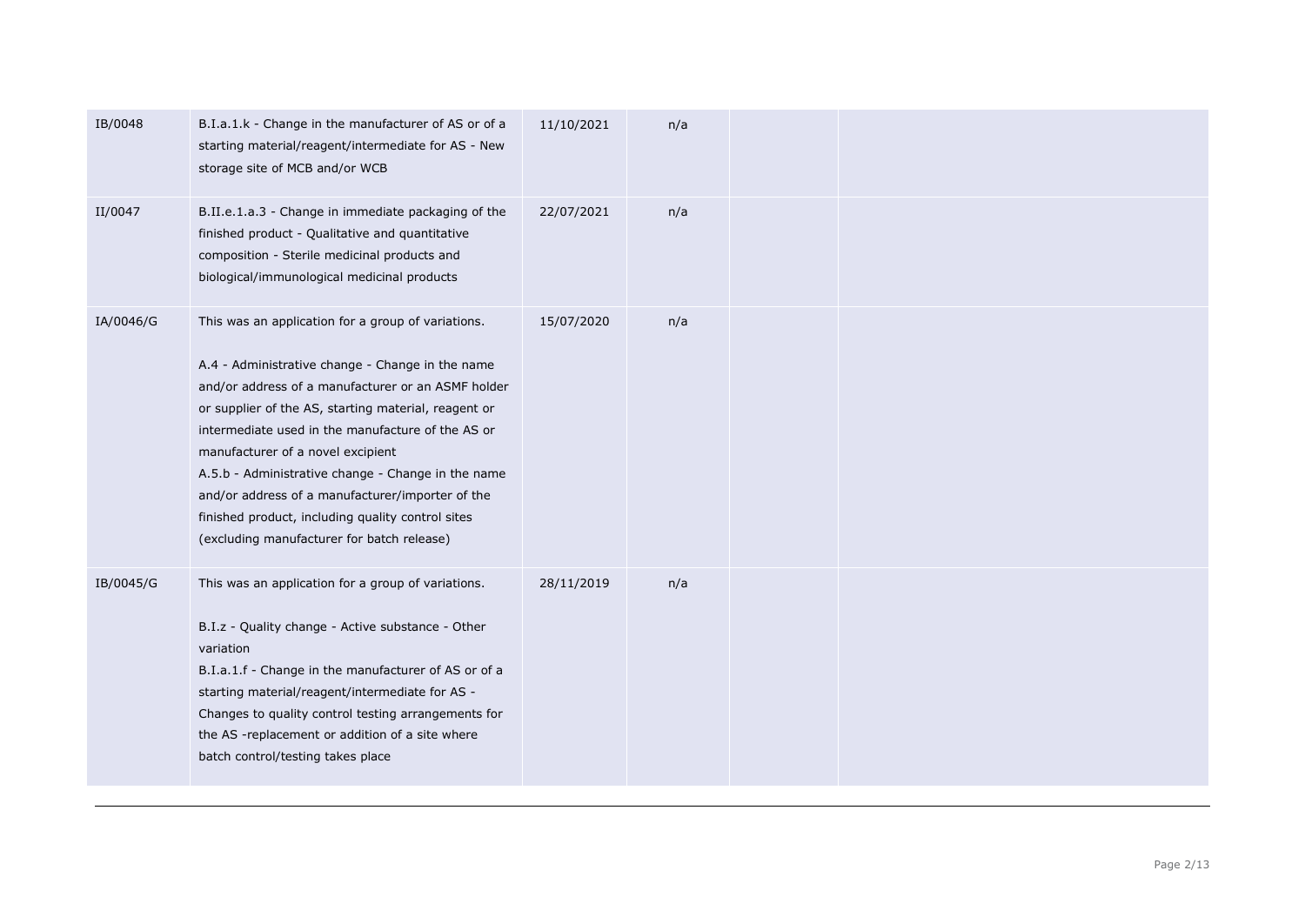| | | | | | |
|---|---|---|---|---|---|
| IB/0048 | B.I.a.1.k - Change in the manufacturer of AS or of a starting material/reagent/intermediate for AS - New storage site of MCB and/or WCB | 11/10/2021 | n/a | | |
| II/0047 | B.II.e.1.a.3 - Change in immediate packaging of the finished product - Qualitative and quantitative composition - Sterile medicinal products and biological/immunological medicinal products | 22/07/2021 | n/a | | |
| IA/0046/G | This was an application for a group of variations.<br><br>A.4 - Administrative change - Change in the name and/or address of a manufacturer or an ASMF holder or supplier of the AS, starting material, reagent or intermediate used in the manufacture of the AS or manufacturer of a novel excipient<br>A.5.b - Administrative change - Change in the name and/or address of a manufacturer/importer of the finished product, including quality control sites (excluding manufacturer for batch release) | 15/07/2020 | n/a | | |
| IB/0045/G | This was an application for a group of variations.<br><br>B.I.z - Quality change - Active substance - Other variation<br>B.I.a.1.f - Change in the manufacturer of AS or of a starting material/reagent/intermediate for AS - Changes to quality control testing arrangements for the AS -replacement or addition of a site where batch control/testing takes place | 28/11/2019 | n/a | | |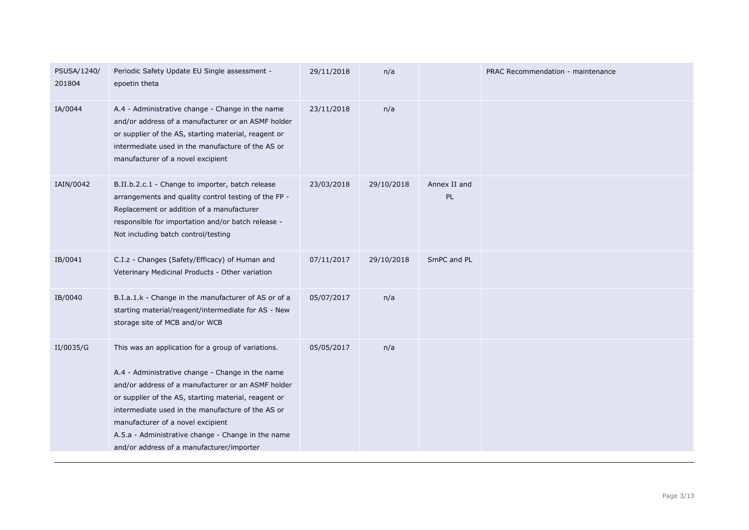| | | | | | |
|---|---|---|---|---|---|
| PSUSA/1240/201804 | Periodic Safety Update EU Single assessment - epoetin theta | 29/11/2018 | n/a | | PRAC Recommendation - maintenance |
| IA/0044 | A.4 - Administrative change - Change in the name and/or address of a manufacturer or an ASMF holder or supplier of the AS, starting material, reagent or intermediate used in the manufacture of the AS or manufacturer of a novel excipient | 23/11/2018 | n/a | | |
| IAIN/0042 | B.II.b.2.c.1 - Change to importer, batch release arrangements and quality control testing of the FP - Replacement or addition of a manufacturer responsible for importation and/or batch release - Not including batch control/testing | 23/03/2018 | 29/10/2018 | Annex II and PL | |
| IB/0041 | C.I.z - Changes (Safety/Efficacy) of Human and Veterinary Medicinal Products - Other variation | 07/11/2017 | 29/10/2018 | SmPC and PL | |
| IB/0040 | B.I.a.1.k - Change in the manufacturer of AS or of a starting material/reagent/intermediate for AS - New storage site of MCB and/or WCB | 05/07/2017 | n/a | | |
| II/0035/G | This was an application for a group of variations.<br><br>A.4 - Administrative change - Change in the name and/or address of a manufacturer or an ASMF holder or supplier of the AS, starting material, reagent or intermediate used in the manufacture of the AS or manufacturer of a novel excipient<br>A.5.a - Administrative change - Change in the name and/or address of a manufacturer/importer | 05/05/2017 | n/a | | |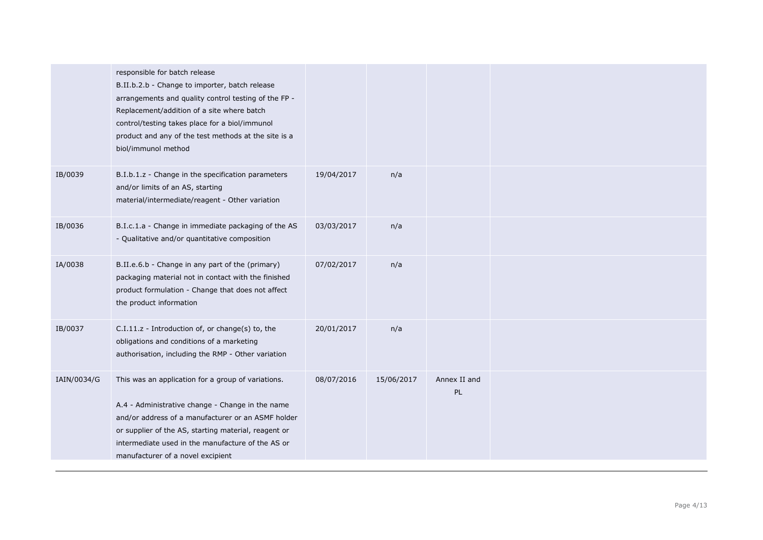| | | | | | |
|---|---|---|---|---|---|
| | responsible for batch release<br>B.II.b.2.b - Change to importer, batch release arrangements and quality control testing of the FP - Replacement/addition of a site where batch control/testing takes place for a biol/immunol product and any of the test methods at the site is a biol/immunol method | | | | |
| IB/0039 | B.I.b.1.z - Change in the specification parameters and/or limits of an AS, starting material/intermediate/reagent - Other variation | 19/04/2017 | n/a | | |
| IB/0036 | B.I.c.1.a - Change in immediate packaging of the AS - Qualitative and/or quantitative composition | 03/03/2017 | n/a | | |
| IA/0038 | B.II.e.6.b - Change in any part of the (primary) packaging material not in contact with the finished product formulation - Change that does not affect the product information | 07/02/2017 | n/a | | |
| IB/0037 | C.I.11.z - Introduction of, or change(s) to, the obligations and conditions of a marketing authorisation, including the RMP - Other variation | 20/01/2017 | n/a | | |
| IAIN/0034/G | This was an application for a group of variations.<br><br>A.4 - Administrative change - Change in the name and/or address of a manufacturer or an ASMF holder or supplier of the AS, starting material, reagent or intermediate used in the manufacture of the AS or manufacturer of a novel excipient | 08/07/2016 | 15/06/2017 | Annex II and PL | |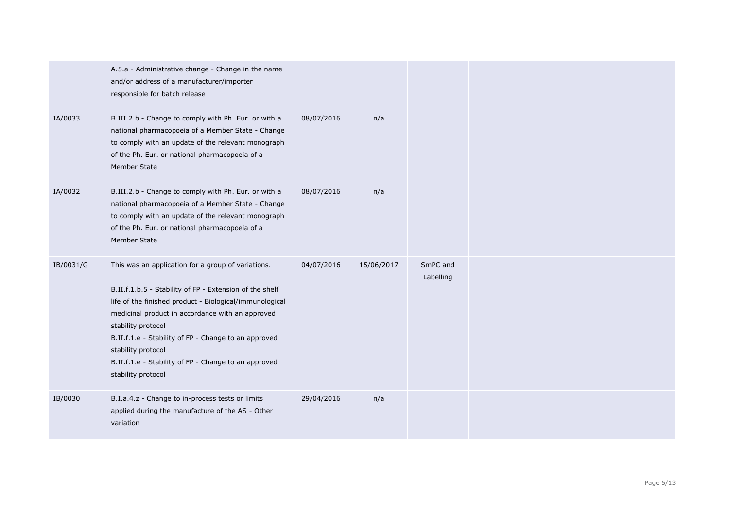| | | | | | |
|---|---|---|---|---|---|
| | A.5.a - Administrative change - Change in the name and/or address of a manufacturer/importer responsible for batch release | | | | |
| IA/0033 | B.III.2.b - Change to comply with Ph. Eur. or with a national pharmacopoeia of a Member State - Change to comply with an update of the relevant monograph of the Ph. Eur. or national pharmacopoeia of a Member State | 08/07/2016 | n/a | | |
| IA/0032 | B.III.2.b - Change to comply with Ph. Eur. or with a national pharmacopoeia of a Member State - Change to comply with an update of the relevant monograph of the Ph. Eur. or national pharmacopoeia of a Member State | 08/07/2016 | n/a | | |
| IB/0031/G | This was an application for a group of variations.<br><br>B.II.f.1.b.5 - Stability of FP - Extension of the shelf life of the finished product - Biological/immunological medicinal product in accordance with an approved stability protocol<br>B.II.f.1.e - Stability of FP - Change to an approved stability protocol<br>B.II.f.1.e - Stability of FP - Change to an approved stability protocol | 04/07/2016 | 15/06/2017 | SmPC and Labelling | |
| IB/0030 | B.I.a.4.z - Change to in-process tests or limits applied during the manufacture of the AS - Other variation | 29/04/2016 | n/a | | |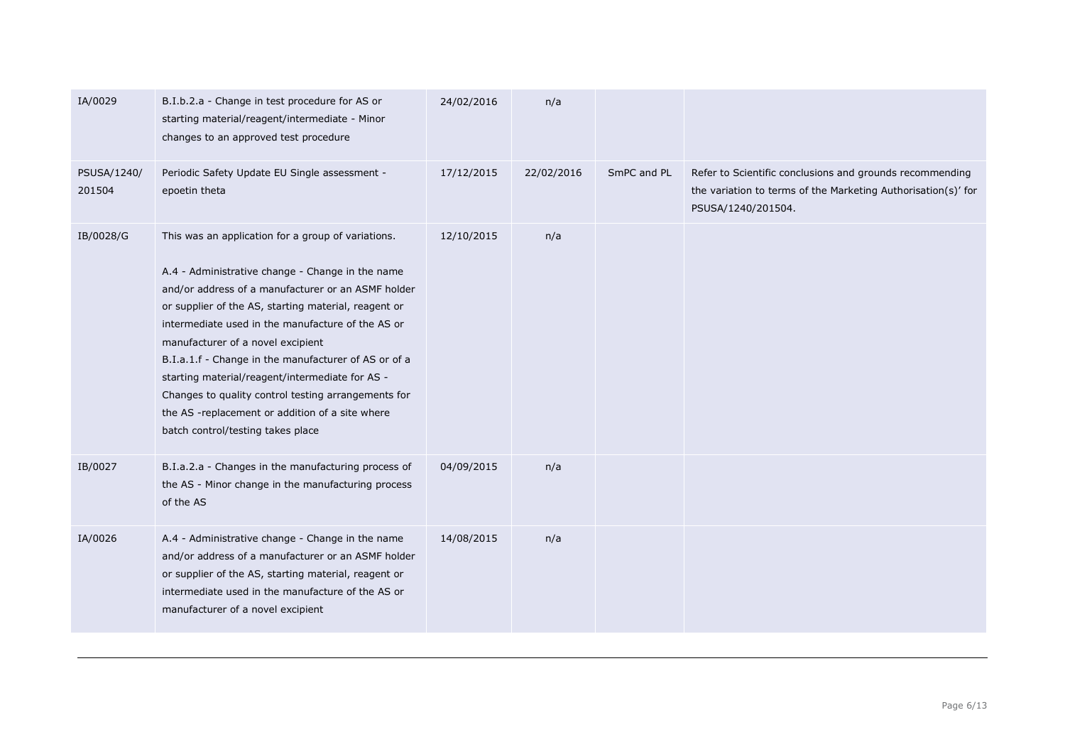| | | | | | |
|---|---|---|---|---|---|
| IA/0029 | B.I.b.2.a - Change in test procedure for AS or starting material/reagent/intermediate - Minor changes to an approved test procedure | 24/02/2016 | n/a | | |
| PSUSA/1240/201504 | Periodic Safety Update EU Single assessment - epoetin theta | 17/12/2015 | 22/02/2016 | SmPC and PL | Refer to Scientific conclusions and grounds recommending the variation to terms of the Marketing Authorisation(s)' for PSUSA/1240/201504. |
| IB/0028/G | This was an application for a group of variations.<br><br>A.4 - Administrative change - Change in the name and/or address of a manufacturer or an ASMF holder or supplier of the AS, starting material, reagent or intermediate used in the manufacture of the AS or manufacturer of a novel excipient<br>B.I.a.1.f - Change in the manufacturer of AS or of a starting material/reagent/intermediate for AS - Changes to quality control testing arrangements for the AS -replacement or addition of a site where batch control/testing takes place | 12/10/2015 | n/a | | |
| IB/0027 | B.I.a.2.a - Changes in the manufacturing process of the AS - Minor change in the manufacturing process of the AS | 04/09/2015 | n/a | | |
| IA/0026 | A.4 - Administrative change - Change in the name and/or address of a manufacturer or an ASMF holder or supplier of the AS, starting material, reagent or intermediate used in the manufacture of the AS or manufacturer of a novel excipient | 14/08/2015 | n/a | | |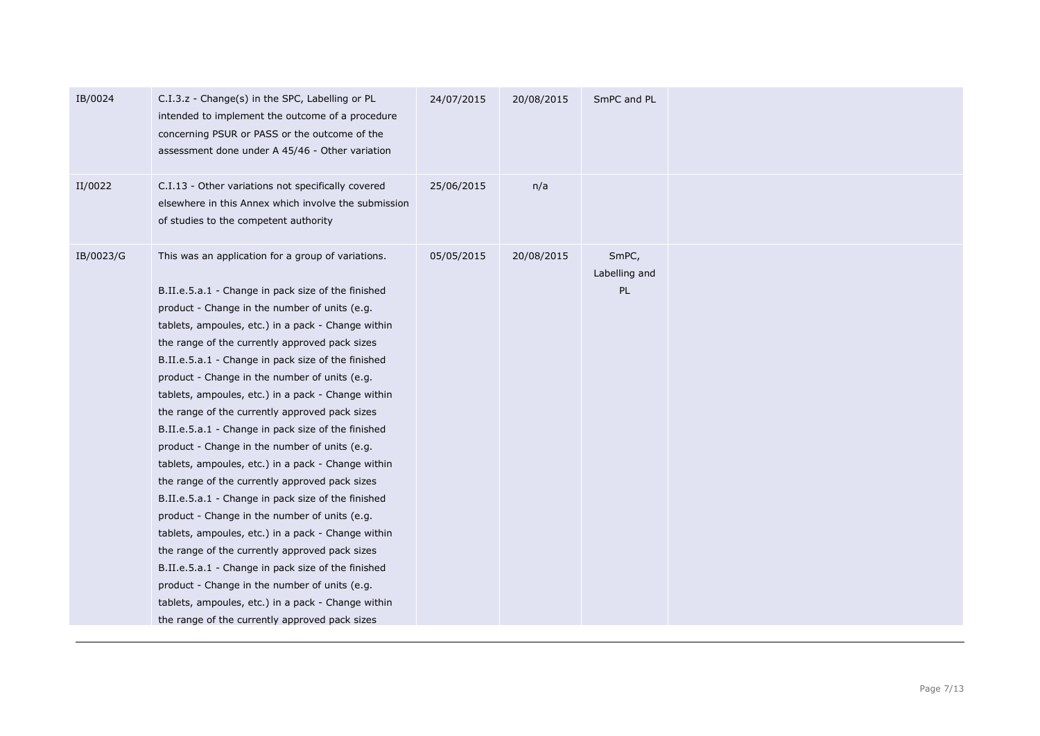| | | | | | |
|---|---|---|---|---|---|
| IB/0024 | C.I.3.z - Change(s) in the SPC, Labelling or PL intended to implement the outcome of a procedure concerning PSUR or PASS or the outcome of the assessment done under A 45/46 - Other variation | 24/07/2015 | 20/08/2015 | SmPC and PL | |
| II/0022 | C.I.13 - Other variations not specifically covered elsewhere in this Annex which involve the submission of studies to the competent authority | 25/06/2015 | n/a | | |
| IB/0023/G | This was an application for a group of variations.<br><br>B.II.e.5.a.1 - Change in pack size of the finished product - Change in the number of units (e.g. tablets, ampoules, etc.) in a pack - Change within the range of the currently approved pack sizes<br>B.II.e.5.a.1 - Change in pack size of the finished product - Change in the number of units (e.g. tablets, ampoules, etc.) in a pack - Change within the range of the currently approved pack sizes<br>B.II.e.5.a.1 - Change in pack size of the finished product - Change in the number of units (e.g. tablets, ampoules, etc.) in a pack - Change within the range of the currently approved pack sizes<br>B.II.e.5.a.1 - Change in pack size of the finished product - Change in the number of units (e.g. tablets, ampoules, etc.) in a pack - Change within the range of the currently approved pack sizes<br>B.II.e.5.a.1 - Change in pack size of the finished product - Change in the number of units (e.g. tablets, ampoules, etc.) in a pack - Change within the range of the currently approved pack sizes | 05/05/2015 | 20/08/2015 | SmPC, Labelling and PL | |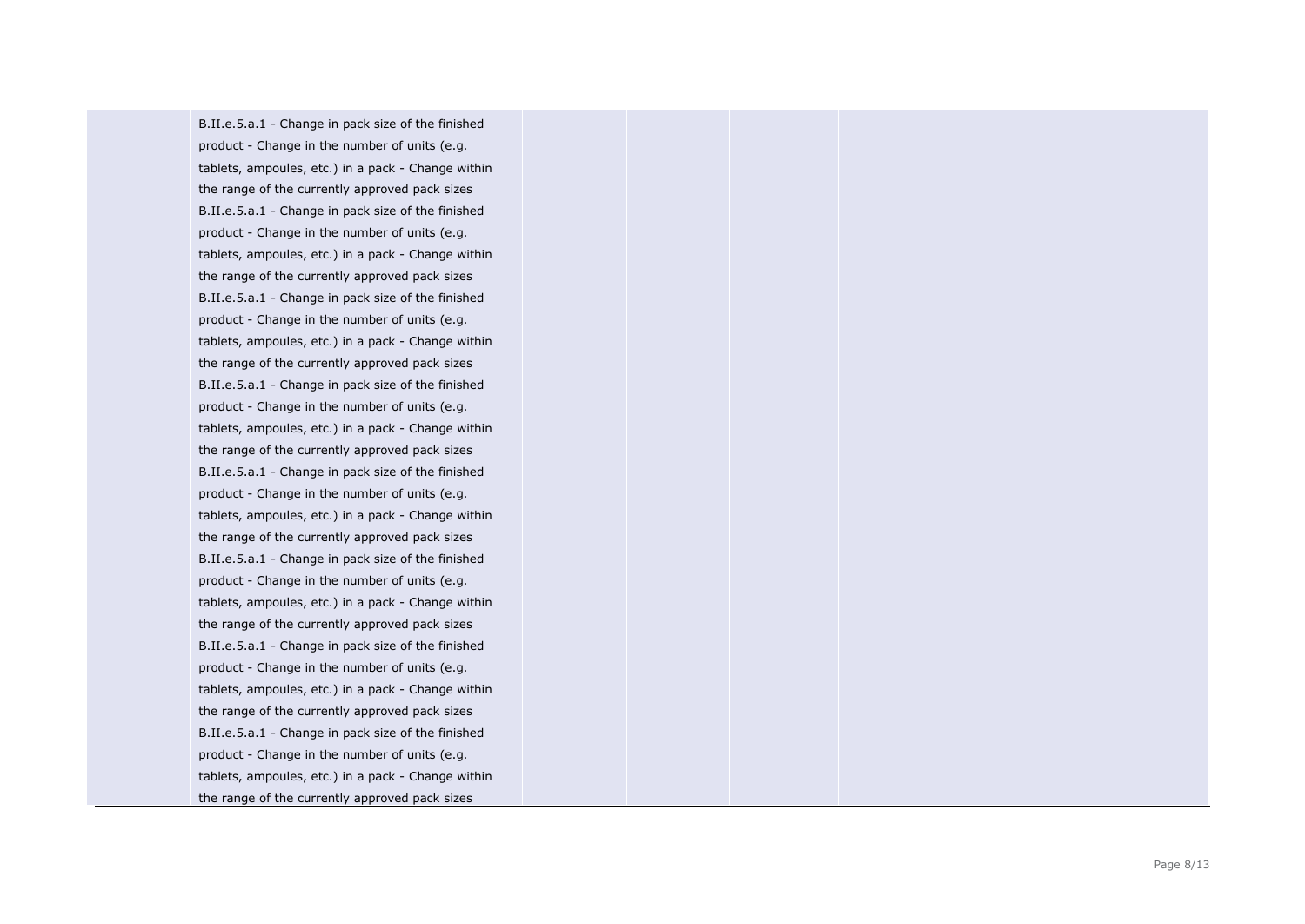| | | | | | |
|---|---|---|---|---|---|
| | B.II.e.5.a.1 - Change in pack size of the finished product - Change in the number of units (e.g. tablets, ampoules, etc.) in a pack - Change within the range of the currently approved pack sizes | | | | |
| | B.II.e.5.a.1 - Change in pack size of the finished product - Change in the number of units (e.g. tablets, ampoules, etc.) in a pack - Change within the range of the currently approved pack sizes | | | | |
| | B.II.e.5.a.1 - Change in pack size of the finished product - Change in the number of units (e.g. tablets, ampoules, etc.) in a pack - Change within the range of the currently approved pack sizes | | | | |
| | B.II.e.5.a.1 - Change in pack size of the finished product - Change in the number of units (e.g. tablets, ampoules, etc.) in a pack - Change within the range of the currently approved pack sizes | | | | |
| | B.II.e.5.a.1 - Change in pack size of the finished product - Change in the number of units (e.g. tablets, ampoules, etc.) in a pack - Change within the range of the currently approved pack sizes | | | | |
| | B.II.e.5.a.1 - Change in pack size of the finished product - Change in the number of units (e.g. tablets, ampoules, etc.) in a pack - Change within the range of the currently approved pack sizes | | | | |
| | B.II.e.5.a.1 - Change in pack size of the finished product - Change in the number of units (e.g. tablets, ampoules, etc.) in a pack - Change within the range of the currently approved pack sizes | | | | |
| | B.II.e.5.a.1 - Change in pack size of the finished product - Change in the number of units (e.g. tablets, ampoules, etc.) in a pack - Change within the range of the currently approved pack sizes | | | | |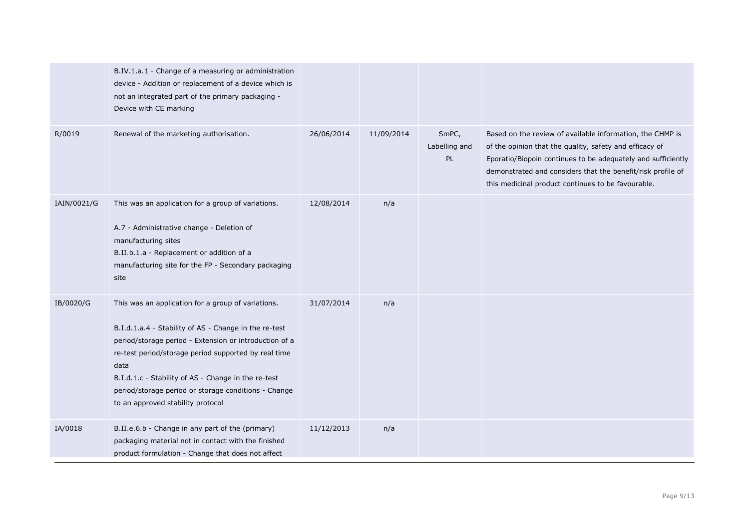| | | | | | |
|---|---|---|---|---|---|
| | B.IV.1.a.1 - Change of a measuring or administration device - Addition or replacement of a device which is not an integrated part of the primary packaging - Device with CE marking | | | | |
| R/0019 | Renewal of the marketing authorisation. | 26/06/2014 | 11/09/2014 | SmPC, Labelling and PL | Based on the review of available information, the CHMP is of the opinion that the quality, safety and efficacy of Eporatio/Biopoin continues to be adequately and sufficiently demonstrated and considers that the benefit/risk profile of this medicinal product continues to be favourable. |
| IAIN/0021/G | This was an application for a group of variations.<br><br>A.7 - Administrative change - Deletion of manufacturing sites<br>B.II.b.1.a - Replacement or addition of a manufacturing site for the FP - Secondary packaging site | 12/08/2014 | n/a | | |
| IB/0020/G | This was an application for a group of variations.<br><br>B.I.d.1.a.4 - Stability of AS - Change in the re-test period/storage period - Extension or introduction of a re-test period/storage period supported by real time data<br>B.I.d.1.c - Stability of AS - Change in the re-test period/storage period or storage conditions - Change to an approved stability protocol | 31/07/2014 | n/a | | |
| IA/0018 | B.II.e.6.b - Change in any part of the (primary) packaging material not in contact with the finished product formulation - Change that does not affect | 11/12/2013 | n/a | | |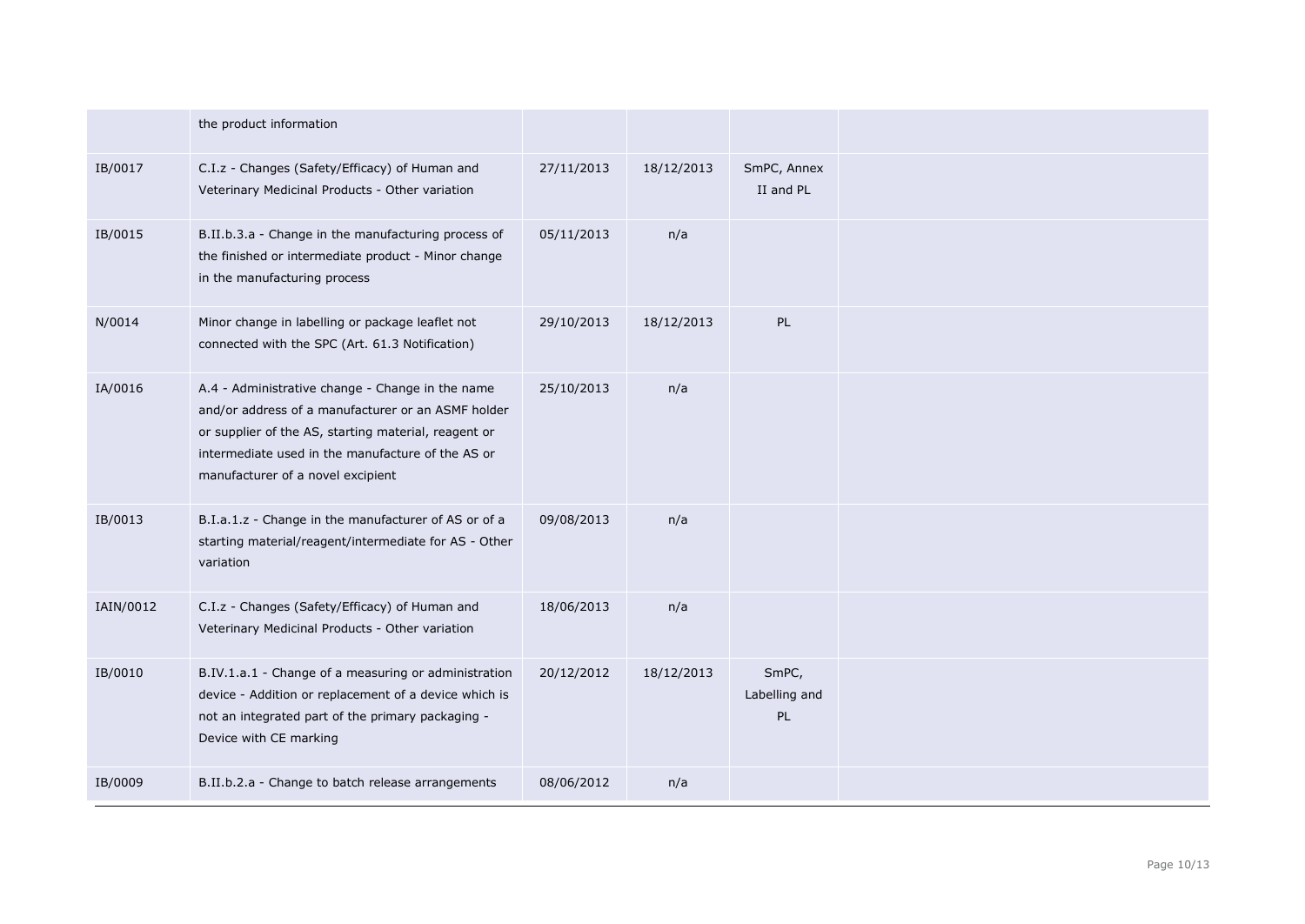| | | | | | |
|---|---|---|---|---|---|
| | the product information | | | | |
| IB/0017 | C.I.z - Changes (Safety/Efficacy) of Human and Veterinary Medicinal Products - Other variation | 27/11/2013 | 18/12/2013 | SmPC, Annex II and PL | |
| IB/0015 | B.II.b.3.a - Change in the manufacturing process of the finished or intermediate product - Minor change in the manufacturing process | 05/11/2013 | n/a | | |
| N/0014 | Minor change in labelling or package leaflet not connected with the SPC (Art. 61.3 Notification) | 29/10/2013 | 18/12/2013 | PL | |
| IA/0016 | A.4 - Administrative change - Change in the name and/or address of a manufacturer or an ASMF holder or supplier of the AS, starting material, reagent or intermediate used in the manufacture of the AS or manufacturer of a novel excipient | 25/10/2013 | n/a | | |
| IB/0013 | B.I.a.1.z - Change in the manufacturer of AS or of a starting material/reagent/intermediate for AS - Other variation | 09/08/2013 | n/a | | |
| IAIN/0012 | C.I.z - Changes (Safety/Efficacy) of Human and Veterinary Medicinal Products - Other variation | 18/06/2013 | n/a | | |
| IB/0010 | B.IV.1.a.1 - Change of a measuring or administration device - Addition or replacement of a device which is not an integrated part of the primary packaging - Device with CE marking | 20/12/2012 | 18/12/2013 | SmPC, Labelling and PL | |
| IB/0009 | B.II.b.2.a - Change to batch release arrangements | 08/06/2012 | n/a | | |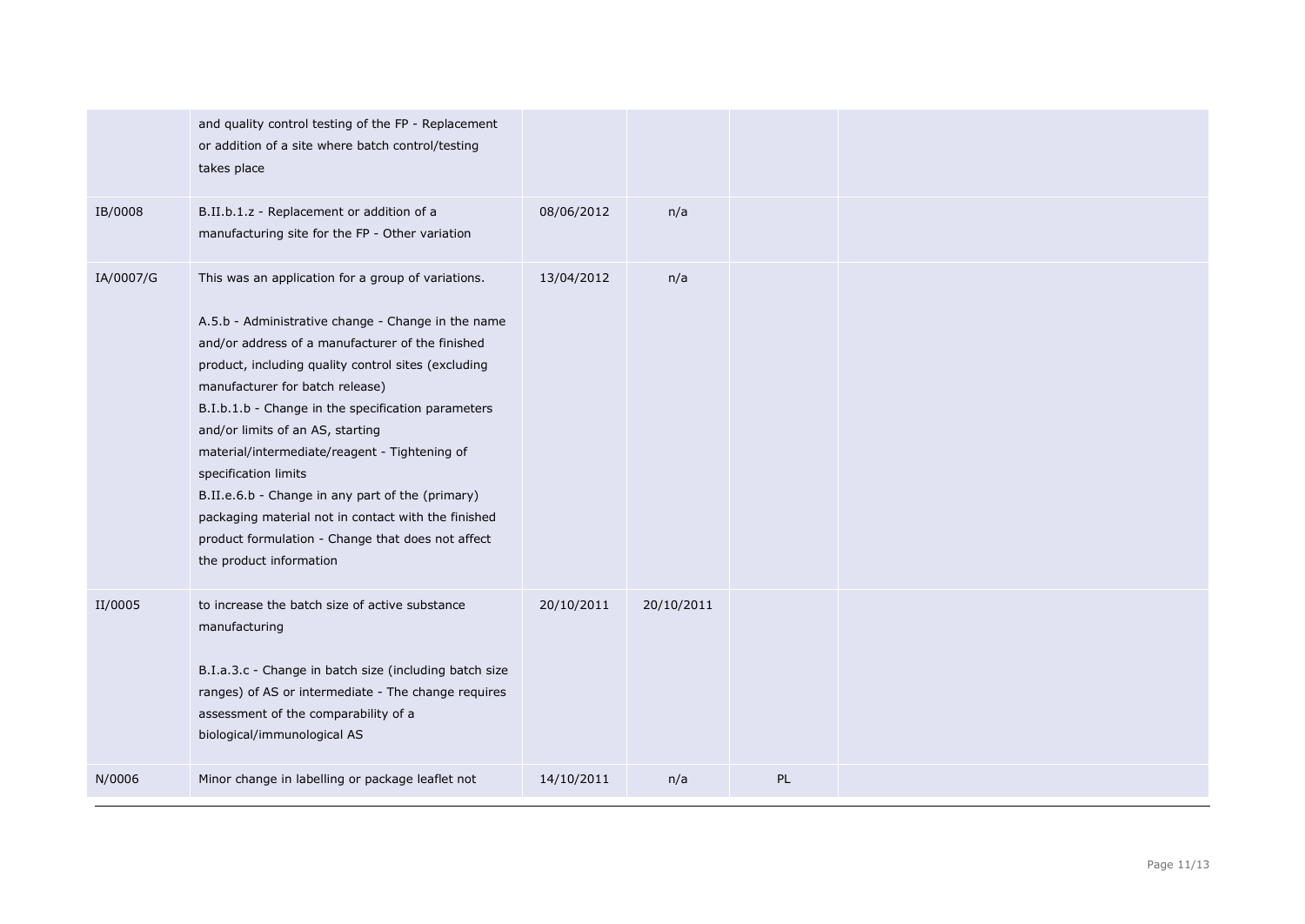| | | | | | |
|---|---|---|---|---|---|
| | and quality control testing of the FP - Replacement or addition of a site where batch control/testing takes place | | | | |
| IB/0008 | B.II.b.1.z - Replacement or addition of a manufacturing site for the FP - Other variation | 08/06/2012 | n/a | | |
| IA/0007/G | This was an application for a group of variations.<br><br>A.5.b - Administrative change - Change in the name and/or address of a manufacturer of the finished product, including quality control sites (excluding manufacturer for batch release)<br>B.I.b.1.b - Change in the specification parameters and/or limits of an AS, starting material/intermediate/reagent - Tightening of specification limits<br>B.II.e.6.b - Change in any part of the (primary) packaging material not in contact with the finished product formulation - Change that does not affect the product information | 13/04/2012 | n/a | | |
| II/0005 | to increase the batch size of active substance manufacturing<br><br>B.I.a.3.c - Change in batch size (including batch size ranges) of AS or intermediate - The change requires assessment of the comparability of a biological/immunological AS | 20/10/2011 | 20/10/2011 | | |
| N/0006 | Minor change in labelling or package leaflet not | 14/10/2011 | n/a | PL | |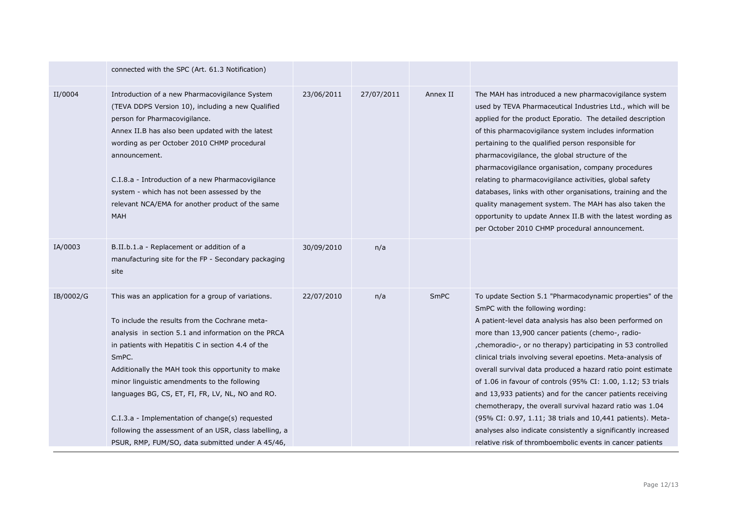| | | | | | |
|---|---|---|---|---|---|
| | connected with the SPC (Art. 61.3 Notification) | | | | |
| II/0004 | Introduction of a new Pharmacovigilance System (TEVA DDPS Version 10), including a new Qualified person for Pharmacovigilance.<br>Annex II.B has also been updated with the latest wording as per October 2010 CHMP procedural announcement.<br><br>C.I.8.a - Introduction of a new Pharmacovigilance system - which has not been assessed by the relevant NCA/EMA for another product of the same MAH | 23/06/2011 | 27/07/2011 | Annex II | The MAH has introduced a new pharmacovigilance system used by TEVA Pharmaceutical Industries Ltd., which will be applied for the product Eporatio. The detailed description of this pharmacovigilance system includes information pertaining to the qualified person responsible for pharmacovigilance, the global structure of the pharmacovigilance organisation, company procedures relating to pharmacovigilance activities, global safety databases, links with other organisations, training and the quality management system. The MAH has also taken the opportunity to update Annex II.B with the latest wording as per October 2010 CHMP procedural announcement. |
| IA/0003 | B.II.b.1.a - Replacement or addition of a manufacturing site for the FP - Secondary packaging site | 30/09/2010 | n/a | | |
| IB/0002/G | This was an application for a group of variations.<br><br>To include the results from the Cochrane meta-analysis in section 5.1 and information on the PRCA in patients with Hepatitis C in section 4.4 of the SmPC.<br>Additionally the MAH took this opportunity to make minor linguistic amendments to the following languages BG, CS, ET, FI, FR, LV, NL, NO and RO.<br><br>C.I.3.a - Implementation of change(s) requested following the assessment of an USR, class labelling, a PSUR, RMP, FUM/SO, data submitted under A 45/46, | 22/07/2010 | n/a | SmPC | To update Section 5.1 "Pharmacodynamic properties" of the SmPC with the following wording:<br>A patient-level data analysis has also been performed on more than 13,900 cancer patients (chemo-, radio-,chemoradio-, or no therapy) participating in 53 controlled clinical trials involving several epoetins. Meta-analysis of overall survival data produced a hazard ratio point estimate of 1.06 in favour of controls (95% CI: 1.00, 1.12; 53 trials and 13,933 patients) and for the cancer patients receiving chemotherapy, the overall survival hazard ratio was 1.04 (95% CI: 0.97, 1.11; 38 trials and 10,441 patients). Meta-analyses also indicate consistently a significantly increased relative risk of thromboembolic events in cancer patients |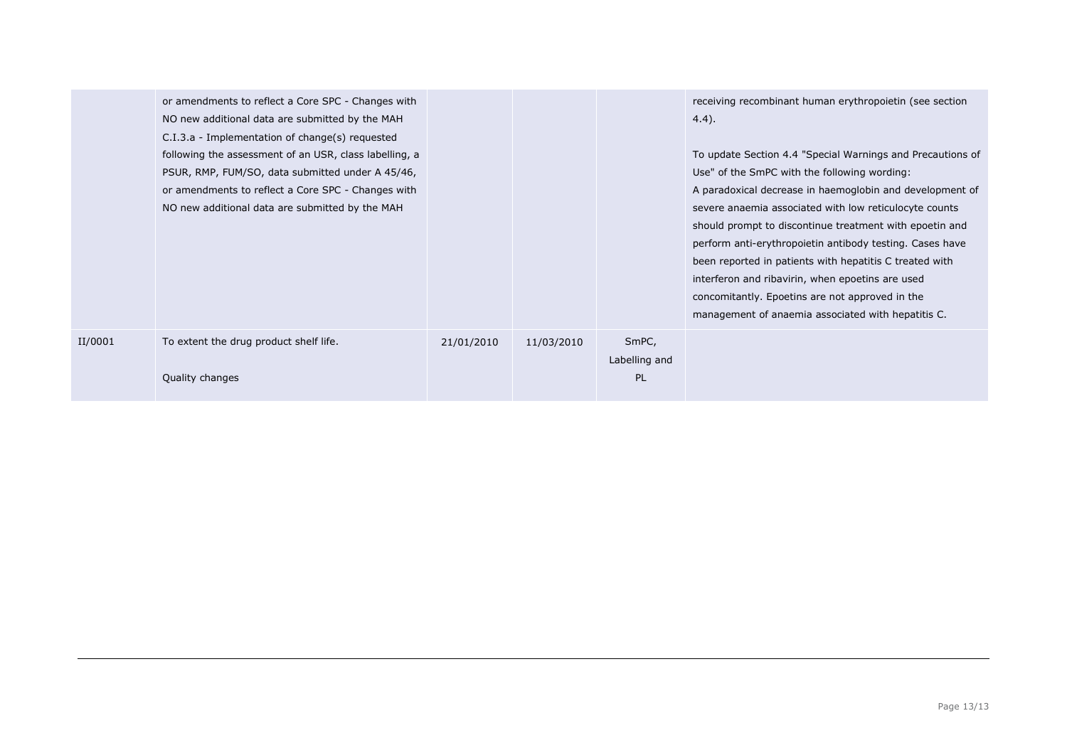| | | | | | |
|---|---|---|---|---|---|
| | or amendments to reflect a Core SPC - Changes with NO new additional data are submitted by the MAH<br>C.I.3.a - Implementation of change(s) requested following the assessment of an USR, class labelling, a PSUR, RMP, FUM/SO, data submitted under A 45/46, or amendments to reflect a Core SPC - Changes with NO new additional data are submitted by the MAH | | | | receiving recombinant human erythropoietin (see section 4.4).<br><br>To update Section 4.4 "Special Warnings and Precautions of Use" of the SmPC with the following wording:<br>A paradoxical decrease in haemoglobin and development of severe anaemia associated with low reticulocyte counts should prompt to discontinue treatment with epoetin and perform anti-erythropoietin antibody testing. Cases have been reported in patients with hepatitis C treated with interferon and ribavirin, when epoetins are used concomitantly. Epoetins are not approved in the management of anaemia associated with hepatitis C. |
| II/0001 | To extent the drug product shelf life.<br><br>Quality changes | 21/01/2010 | 11/03/2010 | SmPC, Labelling and PL | |